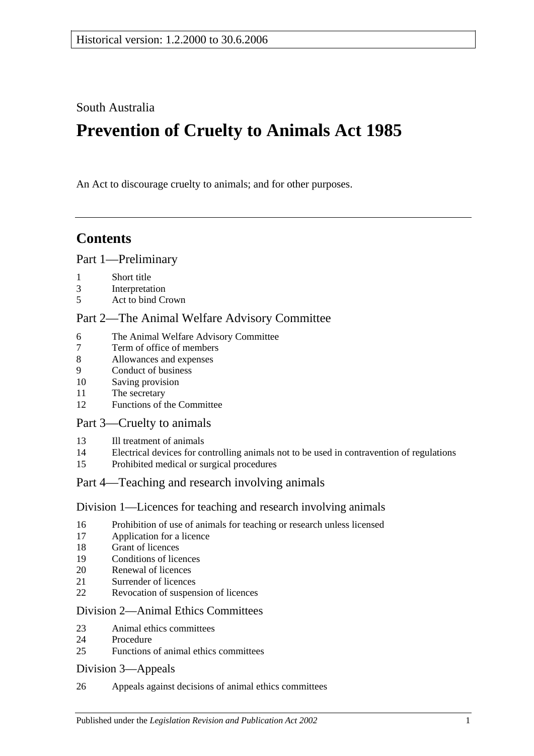Historical version: 1.2.2000 to 30.6.2006

South Australia

# Prevention of Cruelty to Animals Act 1985

An Act to discourage cruelty to animals; and for other purposes.

## Contents

Part 1—Preliminary

1 Short title
3 Interpretation
5 Act to bind Crown

Part 2—The Animal Welfare Advisory Committee

6 The Animal Welfare Advisory Committee
7 Term of office of members
8 Allowances and expenses
9 Conduct of business
10 Saving provision
11 The secretary
12 Functions of the Committee

Part 3—Cruelty to animals

13 Ill treatment of animals
14 Electrical devices for controlling animals not to be used in contravention of regulations
15 Prohibited medical or surgical procedures

Part 4—Teaching and research involving animals

Division 1—Licences for teaching and research involving animals

16 Prohibition of use of animals for teaching or research unless licensed
17 Application for a licence
18 Grant of licences
19 Conditions of licences
20 Renewal of licences
21 Surrender of licences
22 Revocation of suspension of licences

Division 2—Animal Ethics Committees

23 Animal ethics committees
24 Procedure
25 Functions of animal ethics committees

Division 3—Appeals

26 Appeals against decisions of animal ethics committees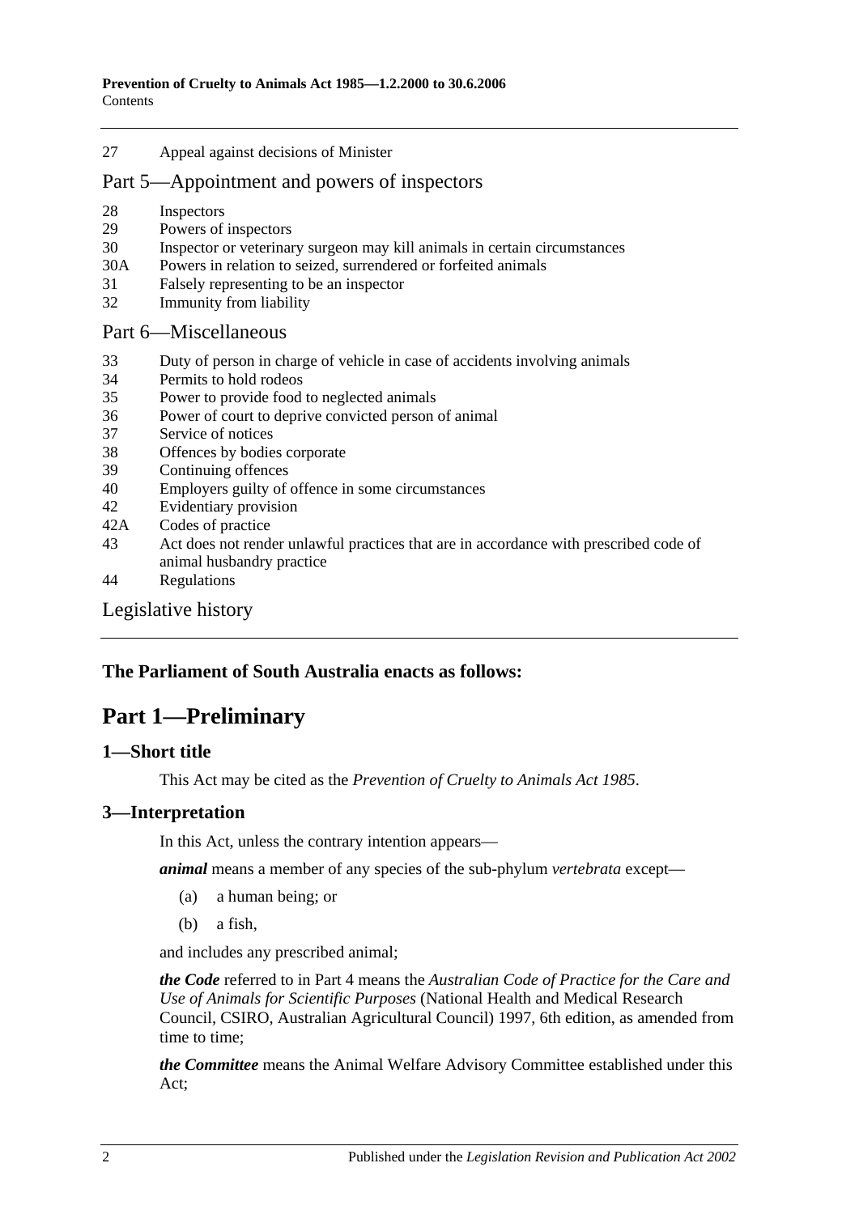27 Appeal against decisions of Minister

## Part 5—Appointment and powers of inspectors

28 Inspectors
29 Powers of inspectors
30 Inspector or veterinary surgeon may kill animals in certain circumstances
30A Powers in relation to seized, surrendered or forfeited animals
31 Falsely representing to be an inspector
32 Immunity from liability

## Part 6—Miscellaneous

33 Duty of person in charge of vehicle in case of accidents involving animals
34 Permits to hold rodeos
35 Power to provide food to neglected animals
36 Power of court to deprive convicted person of animal
37 Service of notices
38 Offences by bodies corporate
39 Continuing offences
40 Employers guilty of offence in some circumstances
42 Evidentiary provision
42A Codes of practice
43 Act does not render unlawful practices that are in accordance with prescribed code of animal husbandry practice
44 Regulations

## Legislative history

**The Parliament of South Australia enacts as follows:**

# Part 1—Preliminary

## 1—Short title

This Act may be cited as the *Prevention of Cruelty to Animals Act 1985*.

## 3—Interpretation

In this Act, unless the contrary intention appears—

***animal*** means a member of any species of the sub-phylum *vertebrata* except—

(a) a human being; or

(b) a fish,

and includes any prescribed animal;

***the Code*** referred to in Part 4 means the *Australian Code of Practice for the Care and Use of Animals for Scientific Purposes* (National Health and Medical Research Council, CSIRO, Australian Agricultural Council) 1997, 6th edition, as amended from time to time;

***the Committee*** means the Animal Welfare Advisory Committee established under this Act;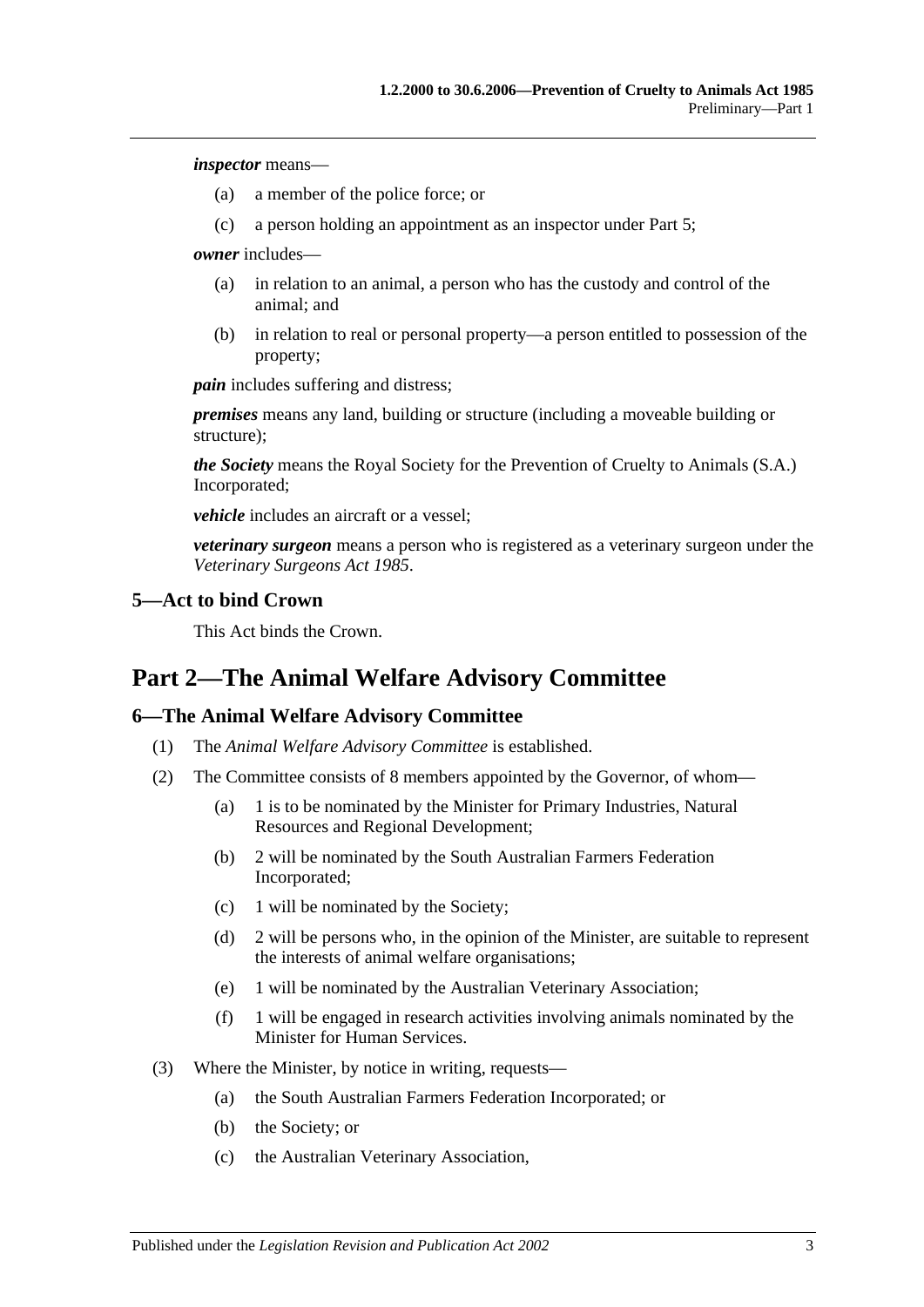***inspector*** means—

(a) a member of the police force; or

(c) a person holding an appointment as an inspector under Part 5;

***owner*** includes—

(a) in relation to an animal, a person who has the custody and control of the animal; and

(b) in relation to real or personal property—a person entitled to possession of the property;

***pain*** includes suffering and distress;

***premises*** means any land, building or structure (including a moveable building or structure);

***the Society*** means the Royal Society for the Prevention of Cruelty to Animals (S.A.) Incorporated;

***vehicle*** includes an aircraft or a vessel;

***veterinary surgeon*** means a person who is registered as a veterinary surgeon under the *Veterinary Surgeons Act 1985*.

### 5—Act to bind Crown

This Act binds the Crown.

## Part 2—The Animal Welfare Advisory Committee

### 6—The Animal Welfare Advisory Committee

(1) The *Animal Welfare Advisory Committee* is established.

(2) The Committee consists of 8 members appointed by the Governor, of whom—

(a) 1 is to be nominated by the Minister for Primary Industries, Natural Resources and Regional Development;

(b) 2 will be nominated by the South Australian Farmers Federation Incorporated;

(c) 1 will be nominated by the Society;

(d) 2 will be persons who, in the opinion of the Minister, are suitable to represent the interests of animal welfare organisations;

(e) 1 will be nominated by the Australian Veterinary Association;

(f) 1 will be engaged in research activities involving animals nominated by the Minister for Human Services.

(3) Where the Minister, by notice in writing, requests—

(a) the South Australian Farmers Federation Incorporated; or

(b) the Society; or

(c) the Australian Veterinary Association,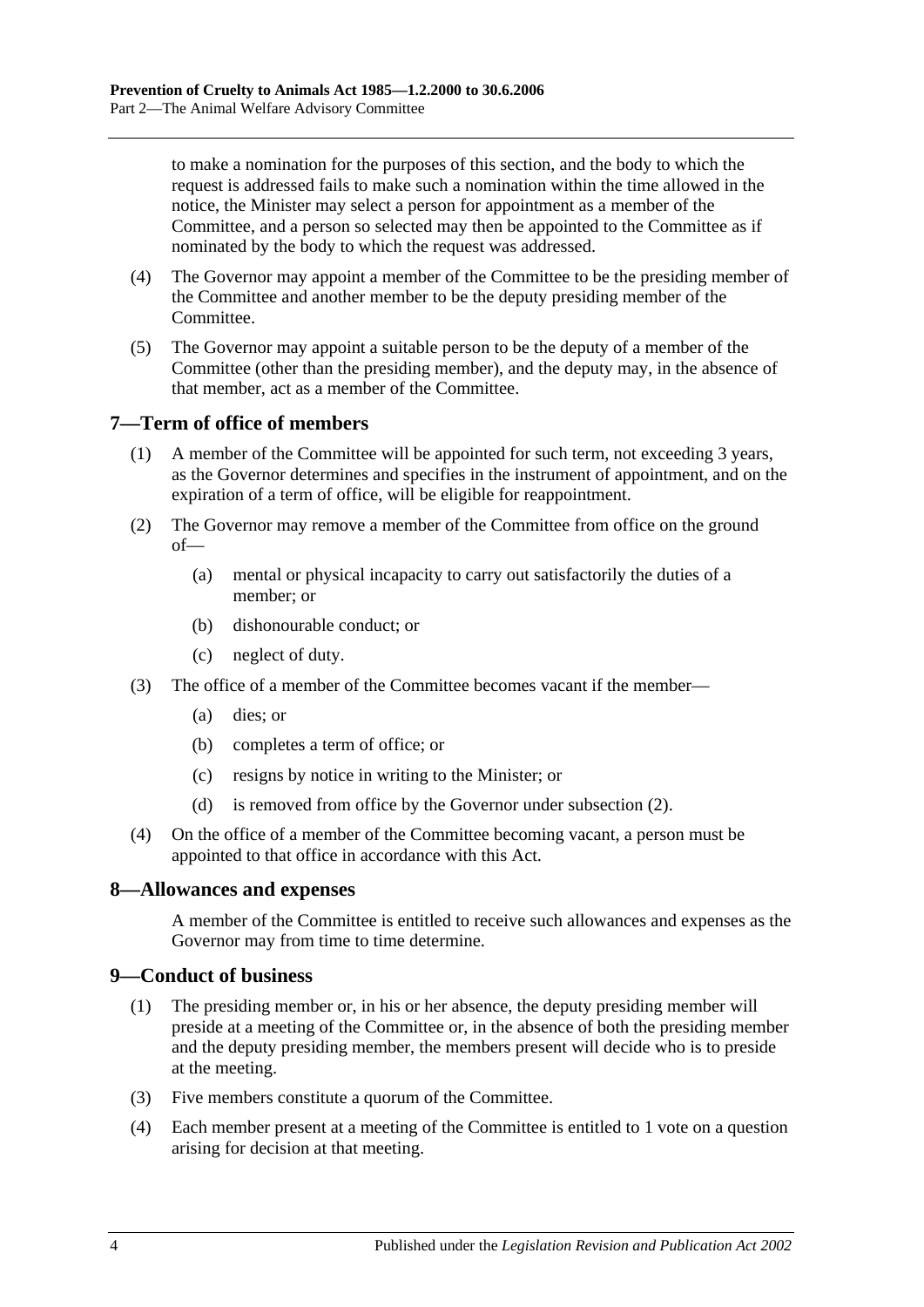to make a nomination for the purposes of this section, and the body to which the request is addressed fails to make such a nomination within the time allowed in the notice, the Minister may select a person for appointment as a member of the Committee, and a person so selected may then be appointed to the Committee as if nominated by the body to which the request was addressed.

(4) The Governor may appoint a member of the Committee to be the presiding member of the Committee and another member to be the deputy presiding member of the Committee.

(5) The Governor may appoint a suitable person to be the deputy of a member of the Committee (other than the presiding member), and the deputy may, in the absence of that member, act as a member of the Committee.

## 7—Term of office of members

(1) A member of the Committee will be appointed for such term, not exceeding 3 years, as the Governor determines and specifies in the instrument of appointment, and on the expiration of a term of office, will be eligible for reappointment.

(2) The Governor may remove a member of the Committee from office on the ground of—

- (a) mental or physical incapacity to carry out satisfactorily the duties of a member; or
- (b) dishonourable conduct; or
- (c) neglect of duty.

(3) The office of a member of the Committee becomes vacant if the member—

- (a) dies; or
- (b) completes a term of office; or
- (c) resigns by notice in writing to the Minister; or
- (d) is removed from office by the Governor under subsection (2).

(4) On the office of a member of the Committee becoming vacant, a person must be appointed to that office in accordance with this Act.

## 8—Allowances and expenses

A member of the Committee is entitled to receive such allowances and expenses as the Governor may from time to time determine.

## 9—Conduct of business

(1) The presiding member or, in his or her absence, the deputy presiding member will preside at a meeting of the Committee or, in the absence of both the presiding member and the deputy presiding member, the members present will decide who is to preside at the meeting.

(3) Five members constitute a quorum of the Committee.

(4) Each member present at a meeting of the Committee is entitled to 1 vote on a question arising for decision at that meeting.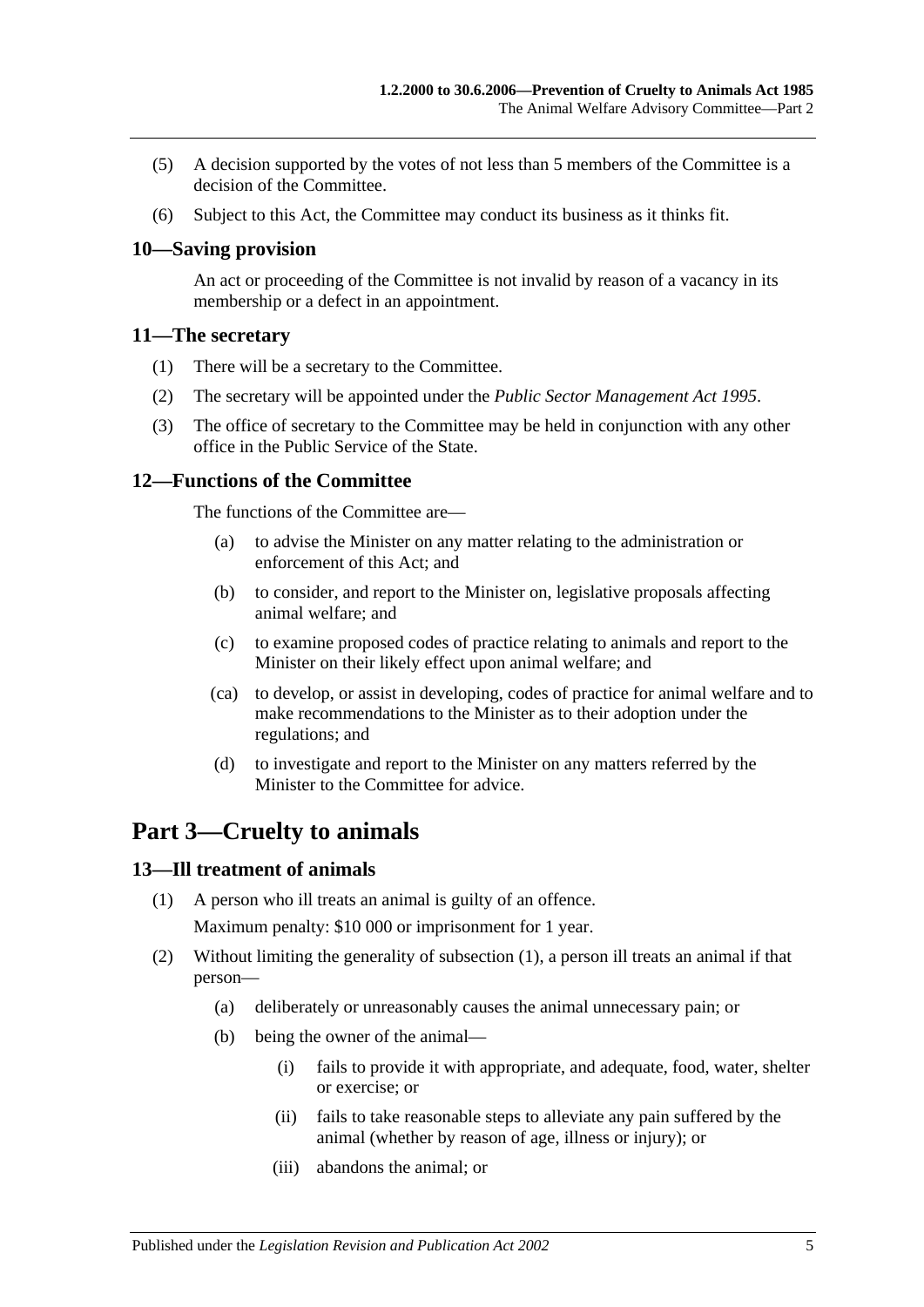(5) A decision supported by the votes of not less than 5 members of the Committee is a decision of the Committee.

(6) Subject to this Act, the Committee may conduct its business as it thinks fit.

### 10—Saving provision

An act or proceeding of the Committee is not invalid by reason of a vacancy in its membership or a defect in an appointment.

### 11—The secretary

(1) There will be a secretary to the Committee.

(2) The secretary will be appointed under the *Public Sector Management Act 1995*.

(3) The office of secretary to the Committee may be held in conjunction with any other office in the Public Service of the State.

### 12—Functions of the Committee

The functions of the Committee are—

(a) to advise the Minister on any matter relating to the administration or enforcement of this Act; and

(b) to consider, and report to the Minister on, legislative proposals affecting animal welfare; and

(c) to examine proposed codes of practice relating to animals and report to the Minister on their likely effect upon animal welfare; and

(ca) to develop, or assist in developing, codes of practice for animal welfare and to make recommendations to the Minister as to their adoption under the regulations; and

(d) to investigate and report to the Minister on any matters referred by the Minister to the Committee for advice.

## Part 3—Cruelty to animals

### 13—Ill treatment of animals

(1) A person who ill treats an animal is guilty of an offence.

Maximum penalty: $10 000 or imprisonment for 1 year.

(2) Without limiting the generality of subsection (1), a person ill treats an animal if that person—

(a) deliberately or unreasonably causes the animal unnecessary pain; or

(b) being the owner of the animal—

(i) fails to provide it with appropriate, and adequate, food, water, shelter or exercise; or

(ii) fails to take reasonable steps to alleviate any pain suffered by the animal (whether by reason of age, illness or injury); or

(iii) abandons the animal; or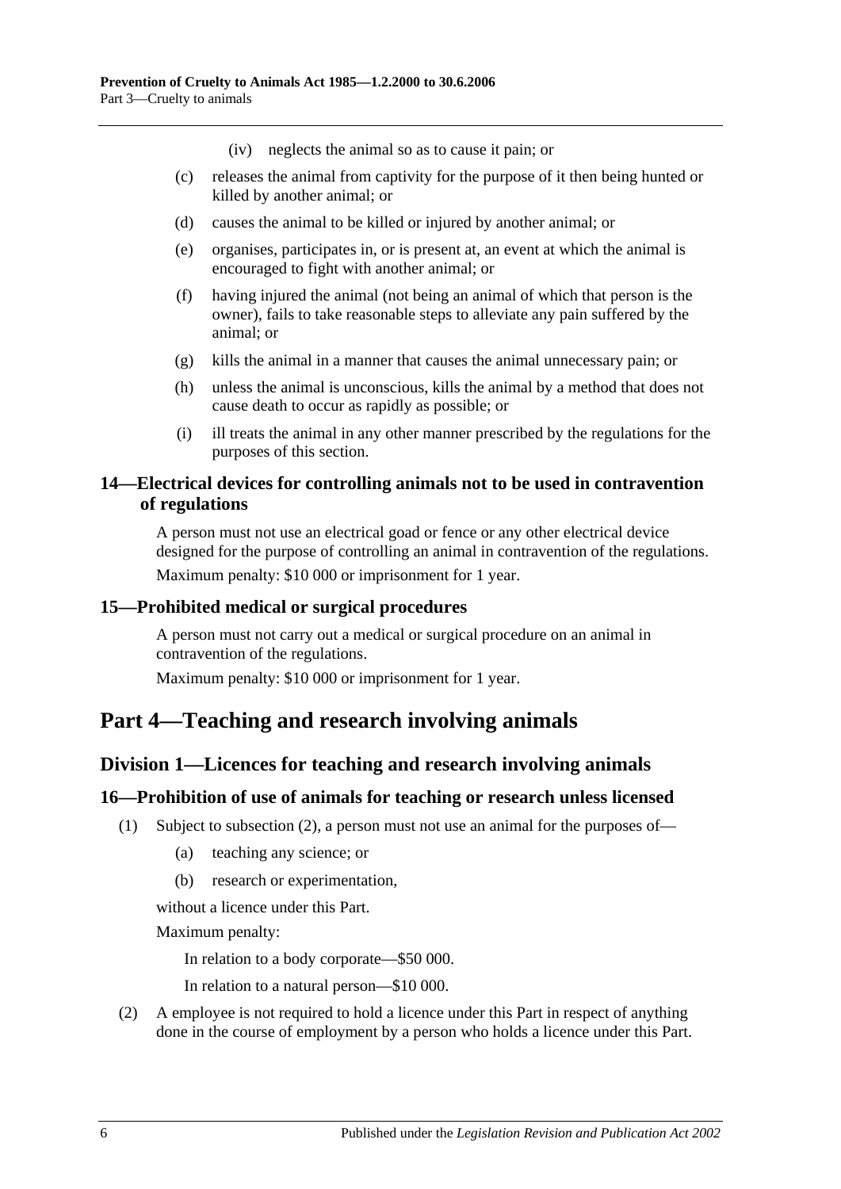(iv) neglects the animal so as to cause it pain; or

(c) releases the animal from captivity for the purpose of it then being hunted or killed by another animal; or

(d) causes the animal to be killed or injured by another animal; or

(e) organises, participates in, or is present at, an event at which the animal is encouraged to fight with another animal; or

(f) having injured the animal (not being an animal of which that person is the owner), fails to take reasonable steps to alleviate any pain suffered by the animal; or

(g) kills the animal in a manner that causes the animal unnecessary pain; or

(h) unless the animal is unconscious, kills the animal by a method that does not cause death to occur as rapidly as possible; or

(i) ill treats the animal in any other manner prescribed by the regulations for the purposes of this section.

### 14—Electrical devices for controlling animals not to be used in contravention of regulations

A person must not use an electrical goad or fence or any other electrical device designed for the purpose of controlling an animal in contravention of the regulations.

Maximum penalty: $10 000 or imprisonment for 1 year.

### 15—Prohibited medical or surgical procedures

A person must not carry out a medical or surgical procedure on an animal in contravention of the regulations.

Maximum penalty: $10 000 or imprisonment for 1 year.

# Part 4—Teaching and research involving animals

## Division 1—Licences for teaching and research involving animals

### 16—Prohibition of use of animals for teaching or research unless licensed

(1) Subject to subsection (2), a person must not use an animal for the purposes of—

(a) teaching any science; or

(b) research or experimentation,

without a licence under this Part.

Maximum penalty:

In relation to a body corporate—$50 000.

In relation to a natural person—$10 000.

(2) A employee is not required to hold a licence under this Part in respect of anything done in the course of employment by a person who holds a licence under this Part.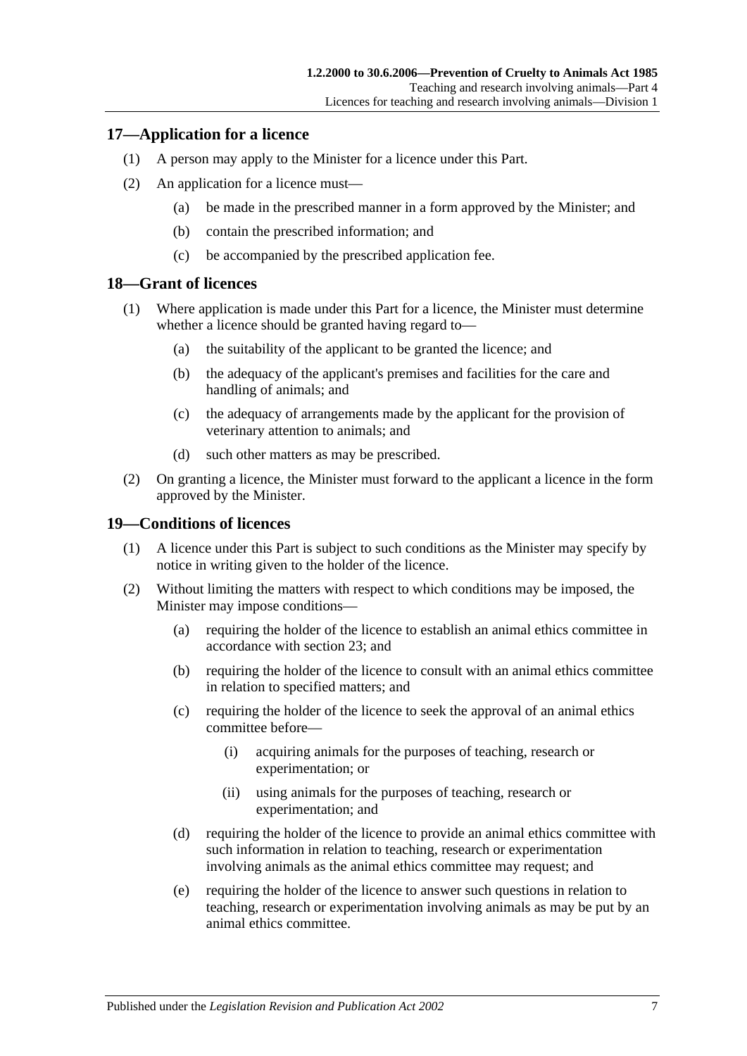## 17—Application for a licence

(1) A person may apply to the Minister for a licence under this Part.

(2) An application for a licence must—

  (a) be made in the prescribed manner in a form approved by the Minister; and

  (b) contain the prescribed information; and

  (c) be accompanied by the prescribed application fee.

## 18—Grant of licences

(1) Where application is made under this Part for a licence, the Minister must determine whether a licence should be granted having regard to—

  (a) the suitability of the applicant to be granted the licence; and

  (b) the adequacy of the applicant's premises and facilities for the care and handling of animals; and

  (c) the adequacy of arrangements made by the applicant for the provision of veterinary attention to animals; and

  (d) such other matters as may be prescribed.

(2) On granting a licence, the Minister must forward to the applicant a licence in the form approved by the Minister.

## 19—Conditions of licences

(1) A licence under this Part is subject to such conditions as the Minister may specify by notice in writing given to the holder of the licence.

(2) Without limiting the matters with respect to which conditions may be imposed, the Minister may impose conditions—

  (a) requiring the holder of the licence to establish an animal ethics committee in accordance with section 23; and

  (b) requiring the holder of the licence to consult with an animal ethics committee in relation to specified matters; and

  (c) requiring the holder of the licence to seek the approval of an animal ethics committee before—

    (i) acquiring animals for the purposes of teaching, research or experimentation; or

    (ii) using animals for the purposes of teaching, research or experimentation; and

  (d) requiring the holder of the licence to provide an animal ethics committee with such information in relation to teaching, research or experimentation involving animals as the animal ethics committee may request; and

  (e) requiring the holder of the licence to answer such questions in relation to teaching, research or experimentation involving animals as may be put by an animal ethics committee.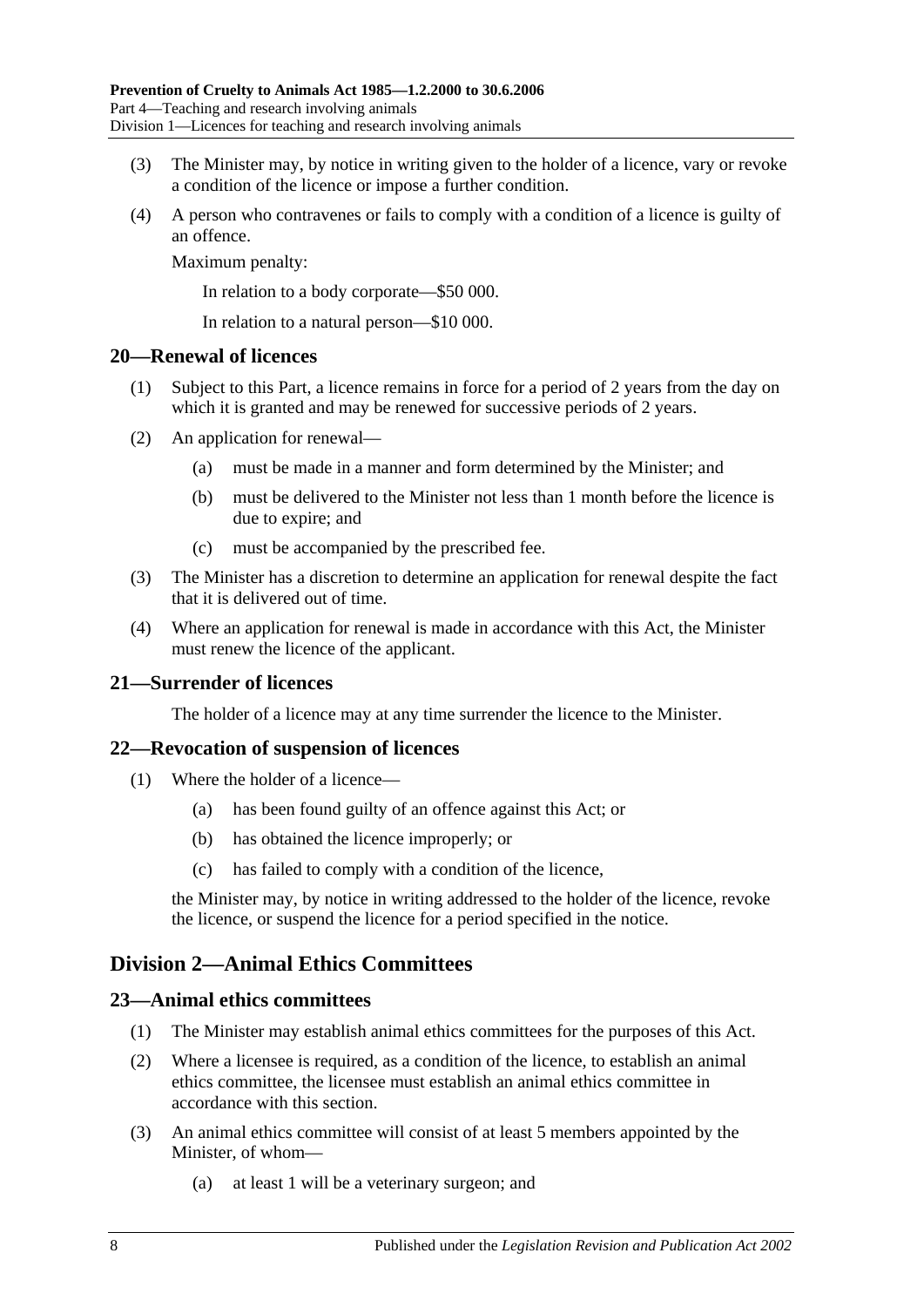(3) The Minister may, by notice in writing given to the holder of a licence, vary or revoke a condition of the licence or impose a further condition.

(4) A person who contravenes or fails to comply with a condition of a licence is guilty of an offence.

Maximum penalty:

In relation to a body corporate—$50 000.

In relation to a natural person—$10 000.

## 20—Renewal of licences

(1) Subject to this Part, a licence remains in force for a period of 2 years from the day on which it is granted and may be renewed for successive periods of 2 years.

(2) An application for renewal—

(a) must be made in a manner and form determined by the Minister; and

(b) must be delivered to the Minister not less than 1 month before the licence is due to expire; and

(c) must be accompanied by the prescribed fee.

(3) The Minister has a discretion to determine an application for renewal despite the fact that it is delivered out of time.

(4) Where an application for renewal is made in accordance with this Act, the Minister must renew the licence of the applicant.

## 21—Surrender of licences

The holder of a licence may at any time surrender the licence to the Minister.

## 22—Revocation of suspension of licences

(1) Where the holder of a licence—

(a) has been found guilty of an offence against this Act; or

(b) has obtained the licence improperly; or

(c) has failed to comply with a condition of the licence,

the Minister may, by notice in writing addressed to the holder of the licence, revoke the licence, or suspend the licence for a period specified in the notice.

# Division 2—Animal Ethics Committees

## 23—Animal ethics committees

(1) The Minister may establish animal ethics committees for the purposes of this Act.

(2) Where a licensee is required, as a condition of the licence, to establish an animal ethics committee, the licensee must establish an animal ethics committee in accordance with this section.

(3) An animal ethics committee will consist of at least 5 members appointed by the Minister, of whom—

(a) at least 1 will be a veterinary surgeon; and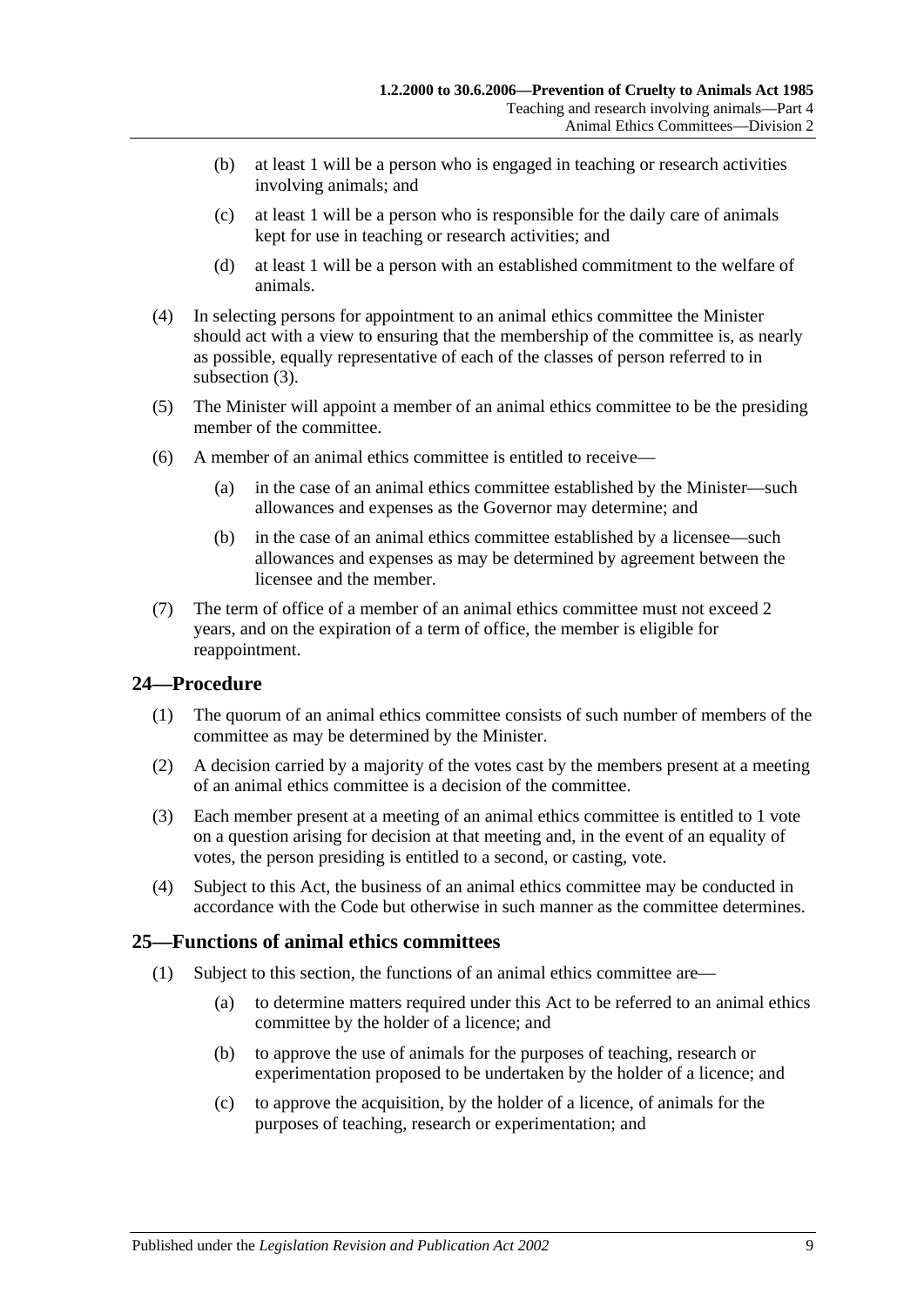(b) at least 1 will be a person who is engaged in teaching or research activities involving animals; and

(c) at least 1 will be a person who is responsible for the daily care of animals kept for use in teaching or research activities; and

(d) at least 1 will be a person with an established commitment to the welfare of animals.

(4) In selecting persons for appointment to an animal ethics committee the Minister should act with a view to ensuring that the membership of the committee is, as nearly as possible, equally representative of each of the classes of person referred to in subsection (3).

(5) The Minister will appoint a member of an animal ethics committee to be the presiding member of the committee.

(6) A member of an animal ethics committee is entitled to receive—

(a) in the case of an animal ethics committee established by the Minister—such allowances and expenses as the Governor may determine; and

(b) in the case of an animal ethics committee established by a licensee—such allowances and expenses as may be determined by agreement between the licensee and the member.

(7) The term of office of a member of an animal ethics committee must not exceed 2 years, and on the expiration of a term of office, the member is eligible for reappointment.

## 24—Procedure

(1) The quorum of an animal ethics committee consists of such number of members of the committee as may be determined by the Minister.

(2) A decision carried by a majority of the votes cast by the members present at a meeting of an animal ethics committee is a decision of the committee.

(3) Each member present at a meeting of an animal ethics committee is entitled to 1 vote on a question arising for decision at that meeting and, in the event of an equality of votes, the person presiding is entitled to a second, or casting, vote.

(4) Subject to this Act, the business of an animal ethics committee may be conducted in accordance with the Code but otherwise in such manner as the committee determines.

## 25—Functions of animal ethics committees

(1) Subject to this section, the functions of an animal ethics committee are—

(a) to determine matters required under this Act to be referred to an animal ethics committee by the holder of a licence; and

(b) to approve the use of animals for the purposes of teaching, research or experimentation proposed to be undertaken by the holder of a licence; and

(c) to approve the acquisition, by the holder of a licence, of animals for the purposes of teaching, research or experimentation; and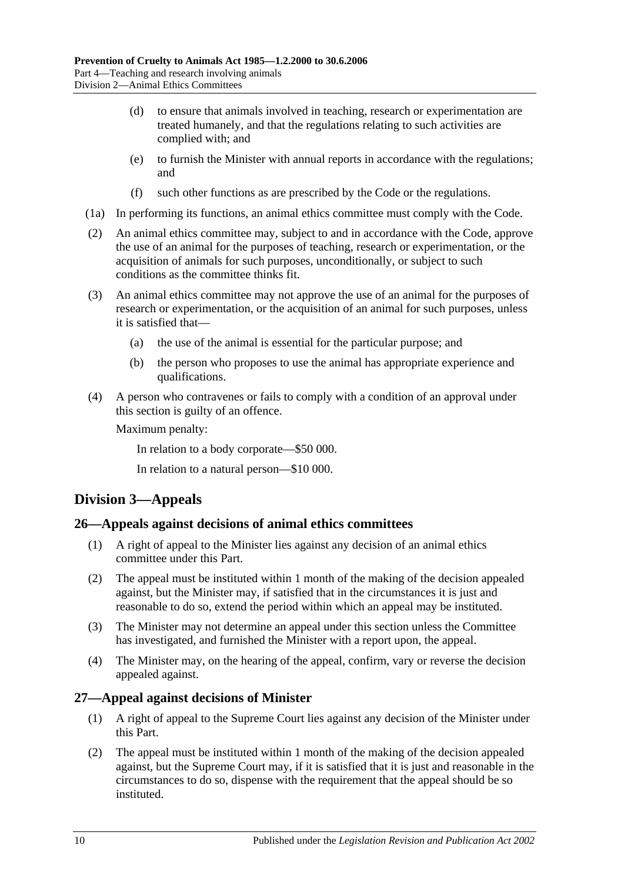(d) to ensure that animals involved in teaching, research or experimentation are treated humanely, and that the regulations relating to such activities are complied with; and

(e) to furnish the Minister with annual reports in accordance with the regulations; and

(f) such other functions as are prescribed by the Code or the regulations.

(1a) In performing its functions, an animal ethics committee must comply with the Code.

(2) An animal ethics committee may, subject to and in accordance with the Code, approve the use of an animal for the purposes of teaching, research or experimentation, or the acquisition of animals for such purposes, unconditionally, or subject to such conditions as the committee thinks fit.

(3) An animal ethics committee may not approve the use of an animal for the purposes of research or experimentation, or the acquisition of an animal for such purposes, unless it is satisfied that—

(a) the use of the animal is essential for the particular purpose; and

(b) the person who proposes to use the animal has appropriate experience and qualifications.

(4) A person who contravenes or fails to comply with a condition of an approval under this section is guilty of an offence.

Maximum penalty:

In relation to a body corporate—$50 000.

In relation to a natural person—$10 000.

## Division 3—Appeals

### 26—Appeals against decisions of animal ethics committees

(1) A right of appeal to the Minister lies against any decision of an animal ethics committee under this Part.

(2) The appeal must be instituted within 1 month of the making of the decision appealed against, but the Minister may, if satisfied that in the circumstances it is just and reasonable to do so, extend the period within which an appeal may be instituted.

(3) The Minister may not determine an appeal under this section unless the Committee has investigated, and furnished the Minister with a report upon, the appeal.

(4) The Minister may, on the hearing of the appeal, confirm, vary or reverse the decision appealed against.

### 27—Appeal against decisions of Minister

(1) A right of appeal to the Supreme Court lies against any decision of the Minister under this Part.

(2) The appeal must be instituted within 1 month of the making of the decision appealed against, but the Supreme Court may, if it is satisfied that it is just and reasonable in the circumstances to do so, dispense with the requirement that the appeal should be so instituted.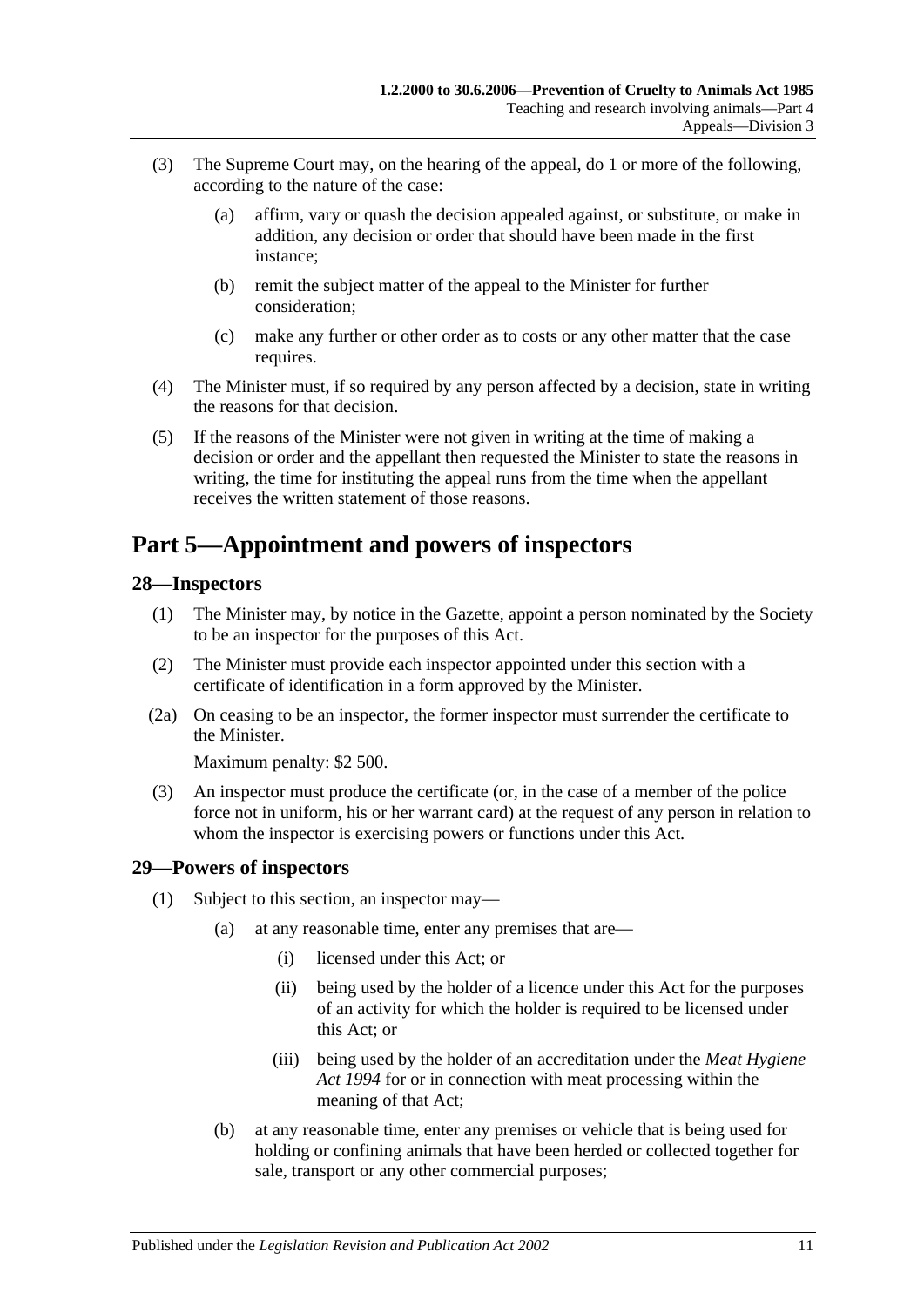(3) The Supreme Court may, on the hearing of the appeal, do 1 or more of the following, according to the nature of the case:

(a) affirm, vary or quash the decision appealed against, or substitute, or make in addition, any decision or order that should have been made in the first instance;

(b) remit the subject matter of the appeal to the Minister for further consideration;

(c) make any further or other order as to costs or any other matter that the case requires.

(4) The Minister must, if so required by any person affected by a decision, state in writing the reasons for that decision.

(5) If the reasons of the Minister were not given in writing at the time of making a decision or order and the appellant then requested the Minister to state the reasons in writing, the time for instituting the appeal runs from the time when the appellant receives the written statement of those reasons.

# Part 5—Appointment and powers of inspectors

## 28—Inspectors

(1) The Minister may, by notice in the Gazette, appoint a person nominated by the Society to be an inspector for the purposes of this Act.

(2) The Minister must provide each inspector appointed under this section with a certificate of identification in a form approved by the Minister.

(2a) On ceasing to be an inspector, the former inspector must surrender the certificate to the Minister.

Maximum penalty: $2 500.

(3) An inspector must produce the certificate (or, in the case of a member of the police force not in uniform, his or her warrant card) at the request of any person in relation to whom the inspector is exercising powers or functions under this Act.

## 29—Powers of inspectors

(1) Subject to this section, an inspector may—

(a) at any reasonable time, enter any premises that are—

(i) licensed under this Act; or

(ii) being used by the holder of a licence under this Act for the purposes of an activity for which the holder is required to be licensed under this Act; or

(iii) being used by the holder of an accreditation under the *Meat Hygiene Act 1994* for or in connection with meat processing within the meaning of that Act;

(b) at any reasonable time, enter any premises or vehicle that is being used for holding or confining animals that have been herded or collected together for sale, transport or any other commercial purposes;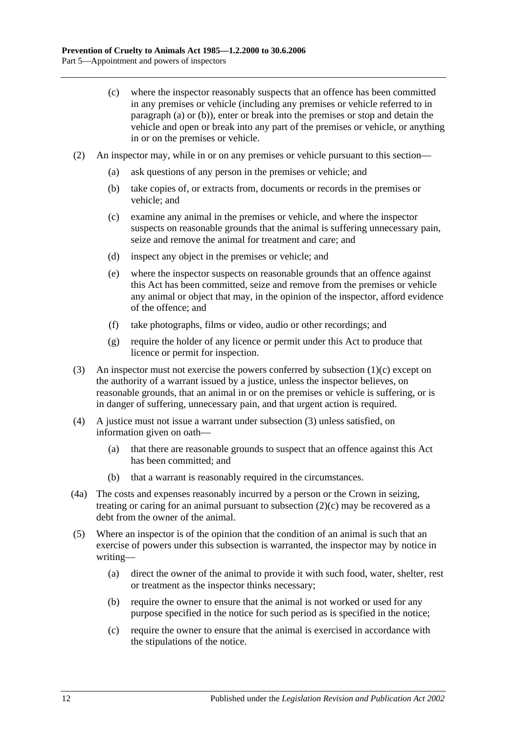(c) where the inspector reasonably suspects that an offence has been committed in any premises or vehicle (including any premises or vehicle referred to in paragraph (a) or (b)), enter or break into the premises or stop and detain the vehicle and open or break into any part of the premises or vehicle, or anything in or on the premises or vehicle.

(2) An inspector may, while in or on any premises or vehicle pursuant to this section—

(a) ask questions of any person in the premises or vehicle; and

(b) take copies of, or extracts from, documents or records in the premises or vehicle; and

(c) examine any animal in the premises or vehicle, and where the inspector suspects on reasonable grounds that the animal is suffering unnecessary pain, seize and remove the animal for treatment and care; and

(d) inspect any object in the premises or vehicle; and

(e) where the inspector suspects on reasonable grounds that an offence against this Act has been committed, seize and remove from the premises or vehicle any animal or object that may, in the opinion of the inspector, afford evidence of the offence; and

(f) take photographs, films or video, audio or other recordings; and

(g) require the holder of any licence or permit under this Act to produce that licence or permit for inspection.

(3) An inspector must not exercise the powers conferred by subsection (1)(c) except on the authority of a warrant issued by a justice, unless the inspector believes, on reasonable grounds, that an animal in or on the premises or vehicle is suffering, or is in danger of suffering, unnecessary pain, and that urgent action is required.

(4) A justice must not issue a warrant under subsection (3) unless satisfied, on information given on oath—

(a) that there are reasonable grounds to suspect that an offence against this Act has been committed; and

(b) that a warrant is reasonably required in the circumstances.

(4a) The costs and expenses reasonably incurred by a person or the Crown in seizing, treating or caring for an animal pursuant to subsection (2)(c) may be recovered as a debt from the owner of the animal.

(5) Where an inspector is of the opinion that the condition of an animal is such that an exercise of powers under this subsection is warranted, the inspector may by notice in writing—

(a) direct the owner of the animal to provide it with such food, water, shelter, rest or treatment as the inspector thinks necessary;

(b) require the owner to ensure that the animal is not worked or used for any purpose specified in the notice for such period as is specified in the notice;

(c) require the owner to ensure that the animal is exercised in accordance with the stipulations of the notice.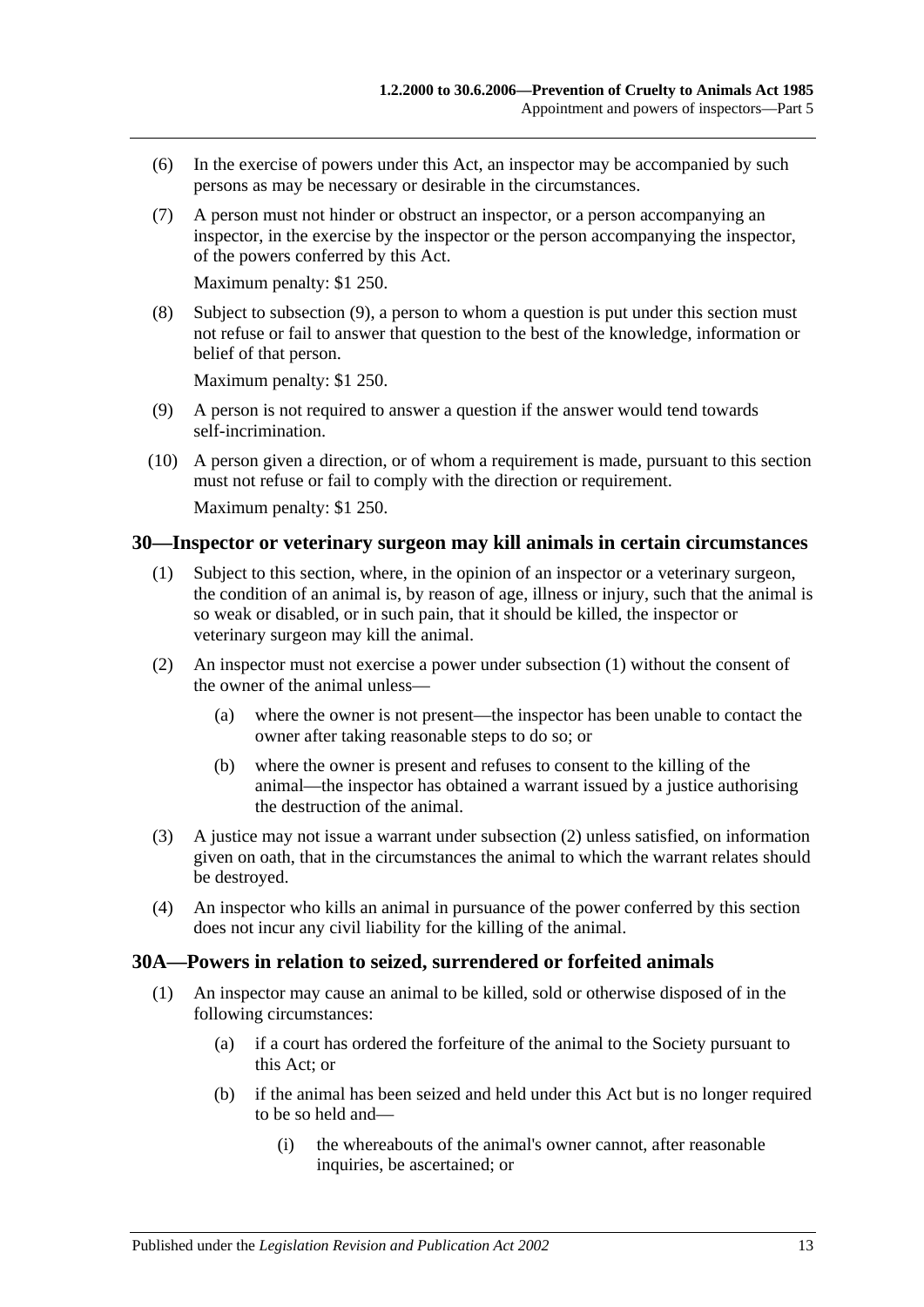(6) In the exercise of powers under this Act, an inspector may be accompanied by such persons as may be necessary or desirable in the circumstances.

(7) A person must not hinder or obstruct an inspector, or a person accompanying an inspector, in the exercise by the inspector or the person accompanying the inspector, of the powers conferred by this Act.

Maximum penalty: $1 250.

(8) Subject to subsection (9), a person to whom a question is put under this section must not refuse or fail to answer that question to the best of the knowledge, information or belief of that person.

Maximum penalty: $1 250.

(9) A person is not required to answer a question if the answer would tend towards self-incrimination.

(10) A person given a direction, or of whom a requirement is made, pursuant to this section must not refuse or fail to comply with the direction or requirement.

Maximum penalty: $1 250.

### 30—Inspector or veterinary surgeon may kill animals in certain circumstances

(1) Subject to this section, where, in the opinion of an inspector or a veterinary surgeon, the condition of an animal is, by reason of age, illness or injury, such that the animal is so weak or disabled, or in such pain, that it should be killed, the inspector or veterinary surgeon may kill the animal.

(2) An inspector must not exercise a power under subsection (1) without the consent of the owner of the animal unless—

(a) where the owner is not present—the inspector has been unable to contact the owner after taking reasonable steps to do so; or

(b) where the owner is present and refuses to consent to the killing of the animal—the inspector has obtained a warrant issued by a justice authorising the destruction of the animal.

(3) A justice may not issue a warrant under subsection (2) unless satisfied, on information given on oath, that in the circumstances the animal to which the warrant relates should be destroyed.

(4) An inspector who kills an animal in pursuance of the power conferred by this section does not incur any civil liability for the killing of the animal.

### 30A—Powers in relation to seized, surrendered or forfeited animals

(1) An inspector may cause an animal to be killed, sold or otherwise disposed of in the following circumstances:

(a) if a court has ordered the forfeiture of the animal to the Society pursuant to this Act; or

(b) if the animal has been seized and held under this Act but is no longer required to be so held and—

(i) the whereabouts of the animal's owner cannot, after reasonable inquiries, be ascertained; or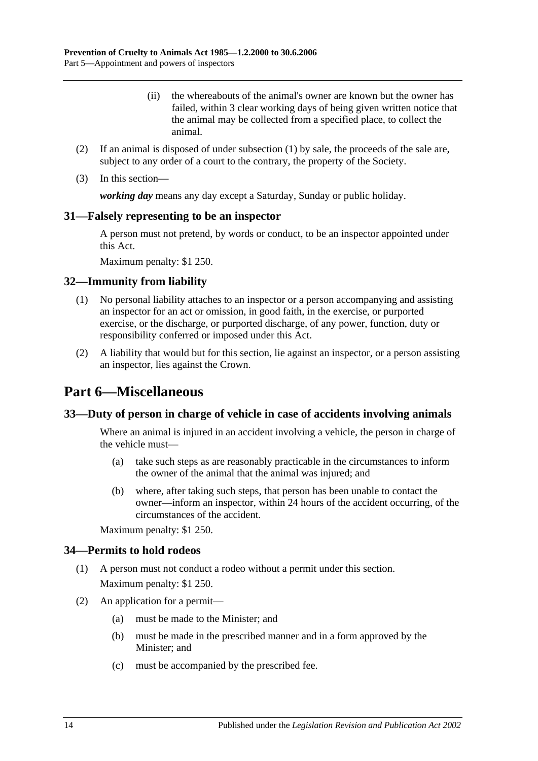(ii) the whereabouts of the animal's owner are known but the owner has failed, within 3 clear working days of being given written notice that the animal may be collected from a specified place, to collect the animal.

(2) If an animal is disposed of under subsection (1) by sale, the proceeds of the sale are, subject to any order of a court to the contrary, the property of the Society.

(3) In this section—

***working day*** means any day except a Saturday, Sunday or public holiday.

### 31—Falsely representing to be an inspector

A person must not pretend, by words or conduct, to be an inspector appointed under this Act.

Maximum penalty: $1 250.

### 32—Immunity from liability

(1) No personal liability attaches to an inspector or a person accompanying and assisting an inspector for an act or omission, in good faith, in the exercise, or purported exercise, or the discharge, or purported discharge, of any power, function, duty or responsibility conferred or imposed under this Act.

(2) A liability that would but for this section, lie against an inspector, or a person assisting an inspector, lies against the Crown.

## Part 6—Miscellaneous

### 33—Duty of person in charge of vehicle in case of accidents involving animals

Where an animal is injured in an accident involving a vehicle, the person in charge of the vehicle must—

(a) take such steps as are reasonably practicable in the circumstances to inform the owner of the animal that the animal was injured; and

(b) where, after taking such steps, that person has been unable to contact the owner—inform an inspector, within 24 hours of the accident occurring, of the circumstances of the accident.

Maximum penalty: $1 250.

### 34—Permits to hold rodeos

(1) A person must not conduct a rodeo without a permit under this section.

Maximum penalty: $1 250.

(2) An application for a permit—

(a) must be made to the Minister; and

(b) must be made in the prescribed manner and in a form approved by the Minister; and

(c) must be accompanied by the prescribed fee.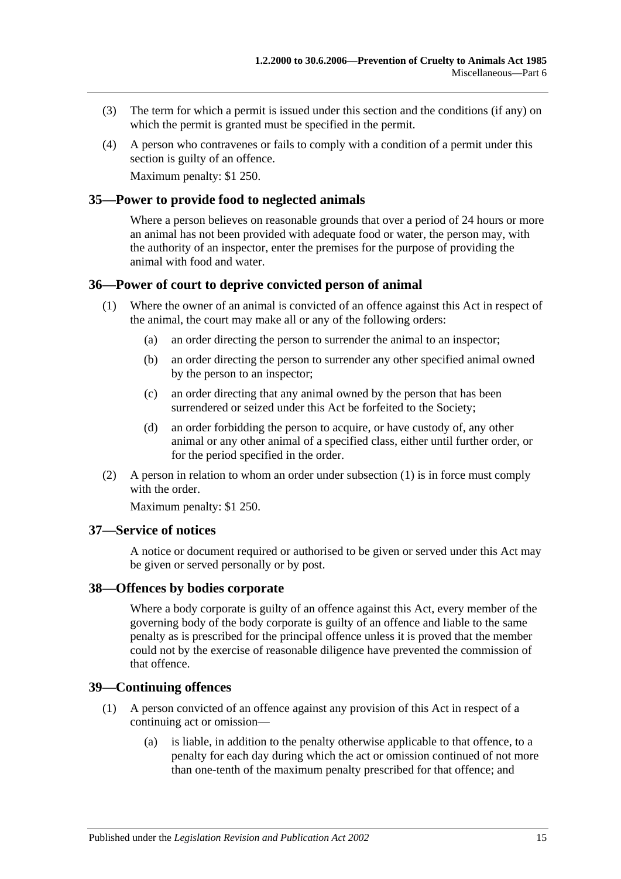(3) The term for which a permit is issued under this section and the conditions (if any) on which the permit is granted must be specified in the permit.

(4) A person who contravenes or fails to comply with a condition of a permit under this section is guilty of an offence.

Maximum penalty: $1 250.

## 35—Power to provide food to neglected animals

Where a person believes on reasonable grounds that over a period of 24 hours or more an animal has not been provided with adequate food or water, the person may, with the authority of an inspector, enter the premises for the purpose of providing the animal with food and water.

## 36—Power of court to deprive convicted person of animal

(1) Where the owner of an animal is convicted of an offence against this Act in respect of the animal, the court may make all or any of the following orders:

- (a) an order directing the person to surrender the animal to an inspector;
- (b) an order directing the person to surrender any other specified animal owned by the person to an inspector;
- (c) an order directing that any animal owned by the person that has been surrendered or seized under this Act be forfeited to the Society;
- (d) an order forbidding the person to acquire, or have custody of, any other animal or any other animal of a specified class, either until further order, or for the period specified in the order.

(2) A person in relation to whom an order under subsection (1) is in force must comply with the order.

Maximum penalty: $1 250.

## 37—Service of notices

A notice or document required or authorised to be given or served under this Act may be given or served personally or by post.

## 38—Offences by bodies corporate

Where a body corporate is guilty of an offence against this Act, every member of the governing body of the body corporate is guilty of an offence and liable to the same penalty as is prescribed for the principal offence unless it is proved that the member could not by the exercise of reasonable diligence have prevented the commission of that offence.

## 39—Continuing offences

(1) A person convicted of an offence against any provision of this Act in respect of a continuing act or omission—

- (a) is liable, in addition to the penalty otherwise applicable to that offence, to a penalty for each day during which the act or omission continued of not more than one-tenth of the maximum penalty prescribed for that offence; and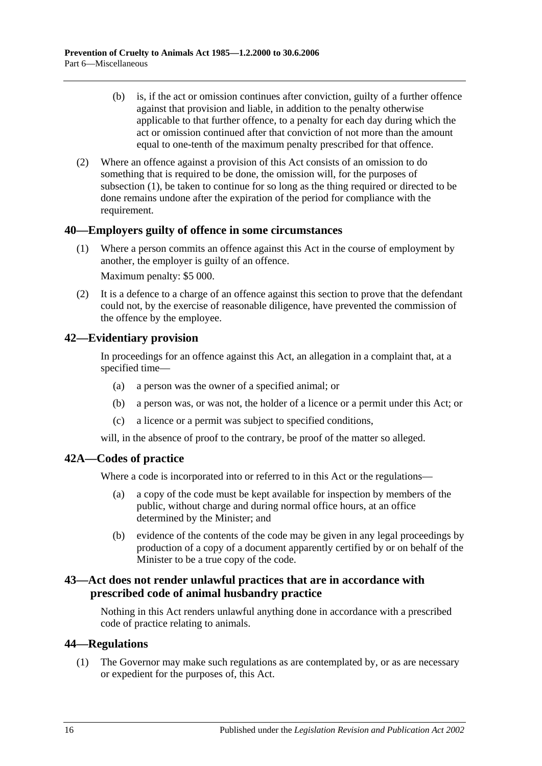(b) is, if the act or omission continues after conviction, guilty of a further offence against that provision and liable, in addition to the penalty otherwise applicable to that further offence, to a penalty for each day during which the act or omission continued after that conviction of not more than the amount equal to one-tenth of the maximum penalty prescribed for that offence.

(2) Where an offence against a provision of this Act consists of an omission to do something that is required to be done, the omission will, for the purposes of subsection (1), be taken to continue for so long as the thing required or directed to be done remains undone after the expiration of the period for compliance with the requirement.

## 40—Employers guilty of offence in some circumstances

(1) Where a person commits an offence against this Act in the course of employment by another, the employer is guilty of an offence.

Maximum penalty: $5 000.

(2) It is a defence to a charge of an offence against this section to prove that the defendant could not, by the exercise of reasonable diligence, have prevented the commission of the offence by the employee.

## 42—Evidentiary provision

In proceedings for an offence against this Act, an allegation in a complaint that, at a specified time—

(a) a person was the owner of a specified animal; or

(b) a person was, or was not, the holder of a licence or a permit under this Act; or

(c) a licence or a permit was subject to specified conditions,

will, in the absence of proof to the contrary, be proof of the matter so alleged.

## 42A—Codes of practice

Where a code is incorporated into or referred to in this Act or the regulations—

(a) a copy of the code must be kept available for inspection by members of the public, without charge and during normal office hours, at an office determined by the Minister; and

(b) evidence of the contents of the code may be given in any legal proceedings by production of a copy of a document apparently certified by or on behalf of the Minister to be a true copy of the code.

## 43—Act does not render unlawful practices that are in accordance with prescribed code of animal husbandry practice

Nothing in this Act renders unlawful anything done in accordance with a prescribed code of practice relating to animals.

## 44—Regulations

(1) The Governor may make such regulations as are contemplated by, or as are necessary or expedient for the purposes of, this Act.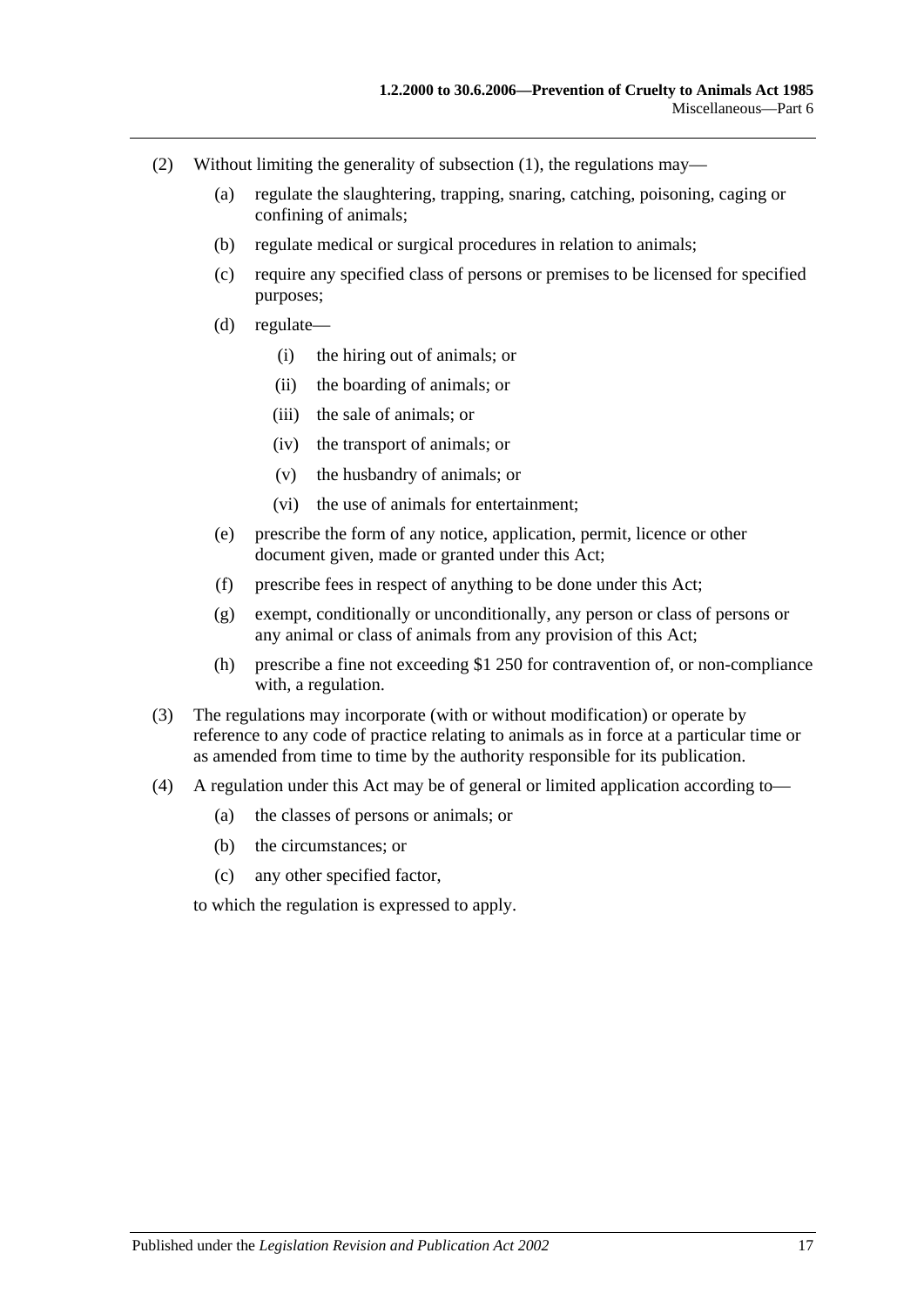(2) Without limiting the generality of subsection (1), the regulations may—

- (a) regulate the slaughtering, trapping, snaring, catching, poisoning, caging or confining of animals;
- (b) regulate medical or surgical procedures in relation to animals;
- (c) require any specified class of persons or premises to be licensed for specified purposes;
- (d) regulate—
  - (i) the hiring out of animals; or
  - (ii) the boarding of animals; or
  - (iii) the sale of animals; or
  - (iv) the transport of animals; or
  - (v) the husbandry of animals; or
  - (vi) the use of animals for entertainment;
- (e) prescribe the form of any notice, application, permit, licence or other document given, made or granted under this Act;
- (f) prescribe fees in respect of anything to be done under this Act;
- (g) exempt, conditionally or unconditionally, any person or class of persons or any animal or class of animals from any provision of this Act;
- (h) prescribe a fine not exceeding $1 250 for contravention of, or non-compliance with, a regulation.

(3) The regulations may incorporate (with or without modification) or operate by reference to any code of practice relating to animals as in force at a particular time or as amended from time to time by the authority responsible for its publication.

(4) A regulation under this Act may be of general or limited application according to—

- (a) the classes of persons or animals; or
- (b) the circumstances; or
- (c) any other specified factor,

to which the regulation is expressed to apply.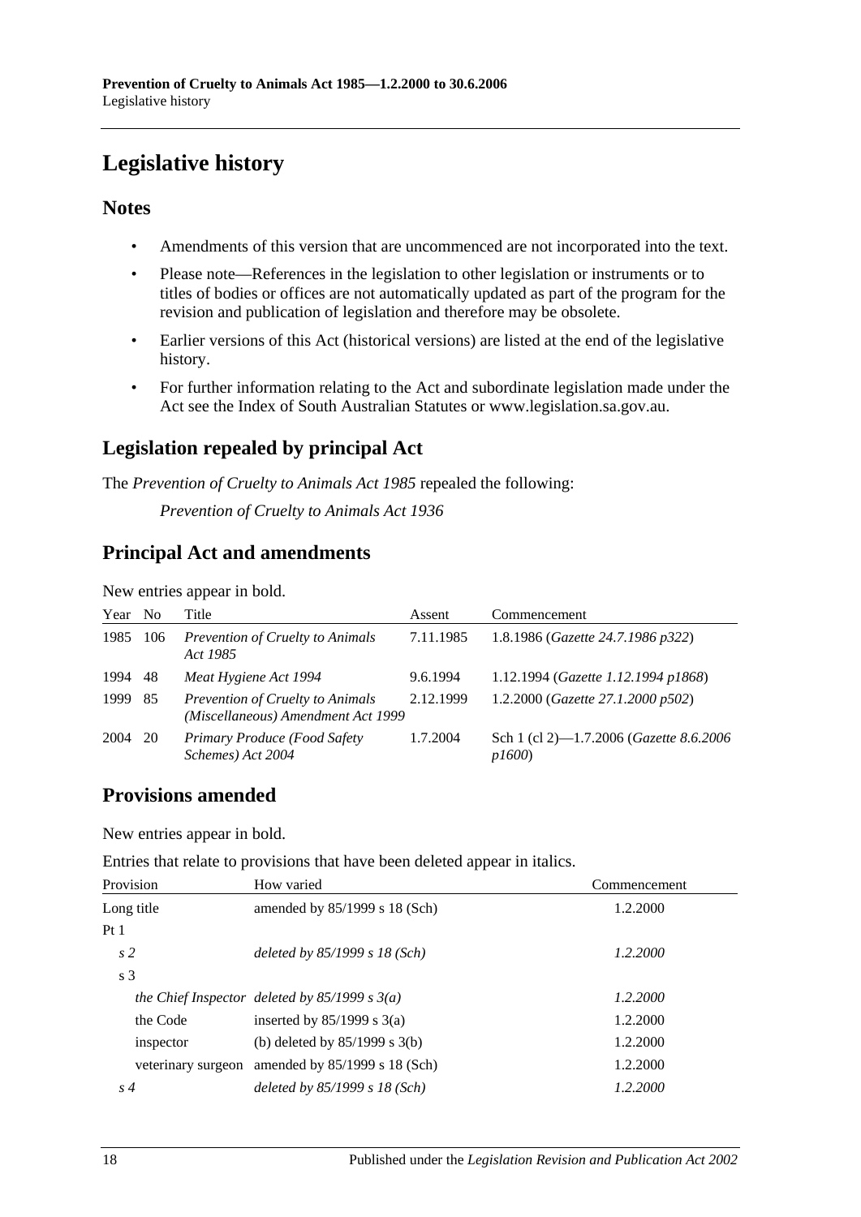# Legislative history

## Notes

- Amendments of this version that are uncommenced are not incorporated into the text.
- Please note—References in the legislation to other legislation or instruments or to titles of bodies or offices are not automatically updated as part of the program for the revision and publication of legislation and therefore may be obsolete.
- Earlier versions of this Act (historical versions) are listed at the end of the legislative history.
- For further information relating to the Act and subordinate legislation made under the Act see the Index of South Australian Statutes or www.legislation.sa.gov.au.

## Legislation repealed by principal Act

The *Prevention of Cruelty to Animals Act 1985* repealed the following:

*Prevention of Cruelty to Animals Act 1936*

## Principal Act and amendments

New entries appear in bold.

| Year | No | Title | Assent | Commencement |
|---|---|---|---|---|
| 1985 | 106 | *Prevention of Cruelty to Animals Act 1985* | 7.11.1985 | 1.8.1986 (*Gazette 24.7.1986 p322*) |
| 1994 | 48 | *Meat Hygiene Act 1994* | 9.6.1994 | 1.12.1994 (*Gazette 1.12.1994 p1868*) |
| 1999 | 85 | *Prevention of Cruelty to Animals (Miscellaneous) Amendment Act 1999* | 2.12.1999 | 1.2.2000 (*Gazette 27.1.2000 p502*) |
| 2004 | 20 | *Primary Produce (Food Safety Schemes) Act 2004* | 1.7.2004 | Sch 1 (cl 2)—1.7.2006 (*Gazette 8.6.2006 p1600*) |

## Provisions amended

New entries appear in bold.

Entries that relate to provisions that have been deleted appear in italics.

| Provision | How varied | Commencement |
|---|---|---|
| Long title | amended by 85/1999 s 18 (Sch) | 1.2.2000 |
| Pt 1 | | |
| *s 2* | *deleted by 85/1999 s 18 (Sch)* | *1.2.2000* |
| s 3 | | |
| *the Chief Inspector* | *deleted by 85/1999 s 3(a)* | *1.2.2000* |
| the Code | inserted by 85/1999 s 3(a) | 1.2.2000 |
| inspector | (b) deleted by 85/1999 s 3(b) | 1.2.2000 |
| veterinary surgeon | amended by 85/1999 s 18 (Sch) | 1.2.2000 |
| *s 4* | *deleted by 85/1999 s 18 (Sch)* | *1.2.2000* |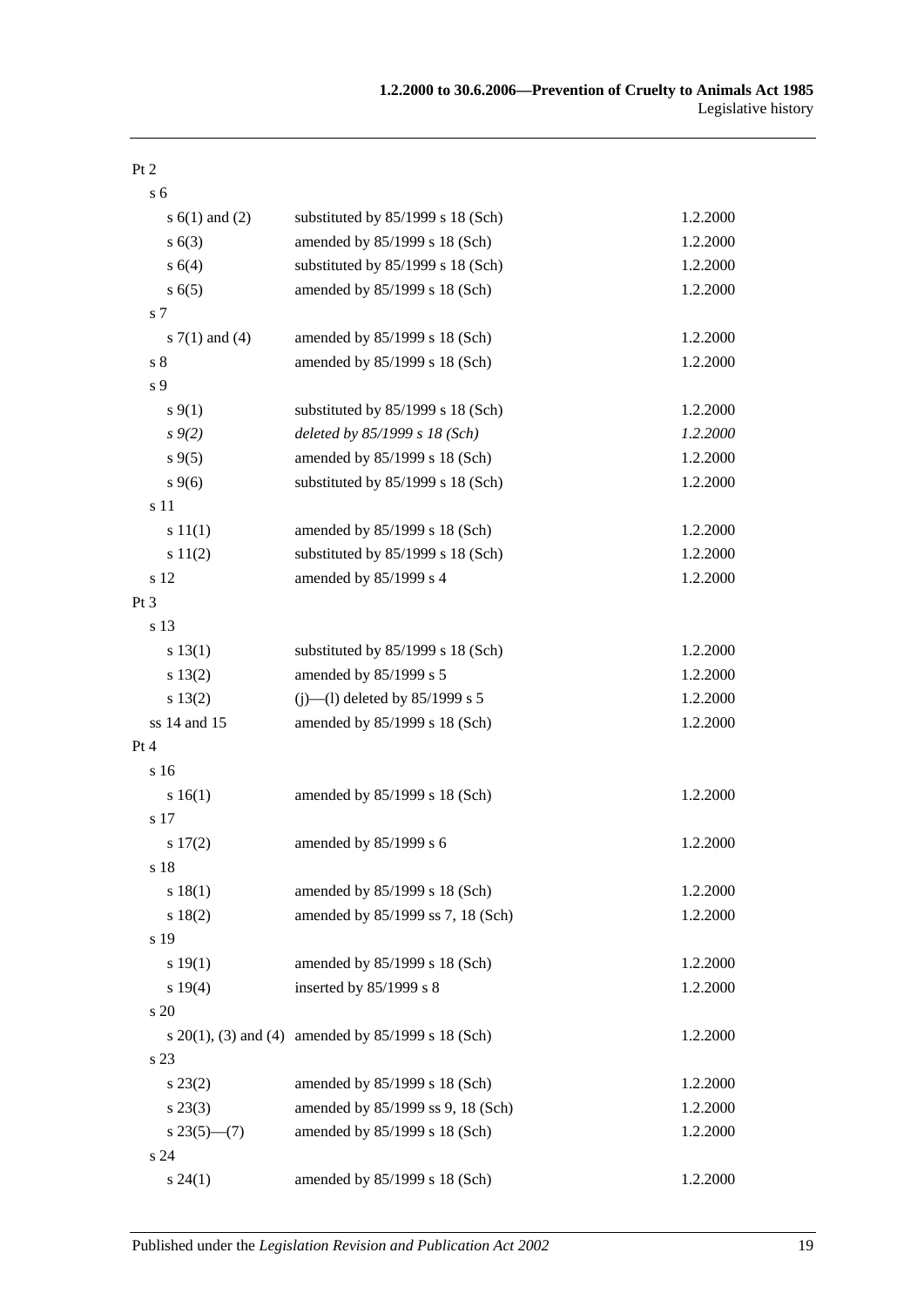| | | |
|---|---|---|
| Pt 2 | | |
| s 6 | | |
| s 6(1) and (2) | substituted by 85/1999 s 18 (Sch) | 1.2.2000 |
| s 6(3) | amended by 85/1999 s 18 (Sch) | 1.2.2000 |
| s 6(4) | substituted by 85/1999 s 18 (Sch) | 1.2.2000 |
| s 6(5) | amended by 85/1999 s 18 (Sch) | 1.2.2000 |
| s 7 | | |
| s 7(1) and (4) | amended by 85/1999 s 18 (Sch) | 1.2.2000 |
| s 8 | amended by 85/1999 s 18 (Sch) | 1.2.2000 |
| s 9 | | |
| s 9(1) | substituted by 85/1999 s 18 (Sch) | 1.2.2000 |
| *s 9(2)* | *deleted by 85/1999 s 18 (Sch)* | *1.2.2000* |
| s 9(5) | amended by 85/1999 s 18 (Sch) | 1.2.2000 |
| s 9(6) | substituted by 85/1999 s 18 (Sch) | 1.2.2000 |
| s 11 | | |
| s 11(1) | amended by 85/1999 s 18 (Sch) | 1.2.2000 |
| s 11(2) | substituted by 85/1999 s 18 (Sch) | 1.2.2000 |
| s 12 | amended by 85/1999 s 4 | 1.2.2000 |
| Pt 3 | | |
| s 13 | | |
| s 13(1) | substituted by 85/1999 s 18 (Sch) | 1.2.2000 |
| s 13(2) | amended by 85/1999 s 5 | 1.2.2000 |
| s 13(2) | (j)—(l) deleted by 85/1999 s 5 | 1.2.2000 |
| ss 14 and 15 | amended by 85/1999 s 18 (Sch) | 1.2.2000 |
| Pt 4 | | |
| s 16 | | |
| s 16(1) | amended by 85/1999 s 18 (Sch) | 1.2.2000 |
| s 17 | | |
| s 17(2) | amended by 85/1999 s 6 | 1.2.2000 |
| s 18 | | |
| s 18(1) | amended by 85/1999 s 18 (Sch) | 1.2.2000 |
| s 18(2) | amended by 85/1999 ss 7, 18 (Sch) | 1.2.2000 |
| s 19 | | |
| s 19(1) | amended by 85/1999 s 18 (Sch) | 1.2.2000 |
| s 19(4) | inserted by 85/1999 s 8 | 1.2.2000 |
| s 20 | | |
| s 20(1), (3) and (4) | amended by 85/1999 s 18 (Sch) | 1.2.2000 |
| s 23 | | |
| s 23(2) | amended by 85/1999 s 18 (Sch) | 1.2.2000 |
| s 23(3) | amended by 85/1999 ss 9, 18 (Sch) | 1.2.2000 |
| s 23(5)—(7) | amended by 85/1999 s 18 (Sch) | 1.2.2000 |
| s 24 | | |
| s 24(1) | amended by 85/1999 s 18 (Sch) | 1.2.2000 |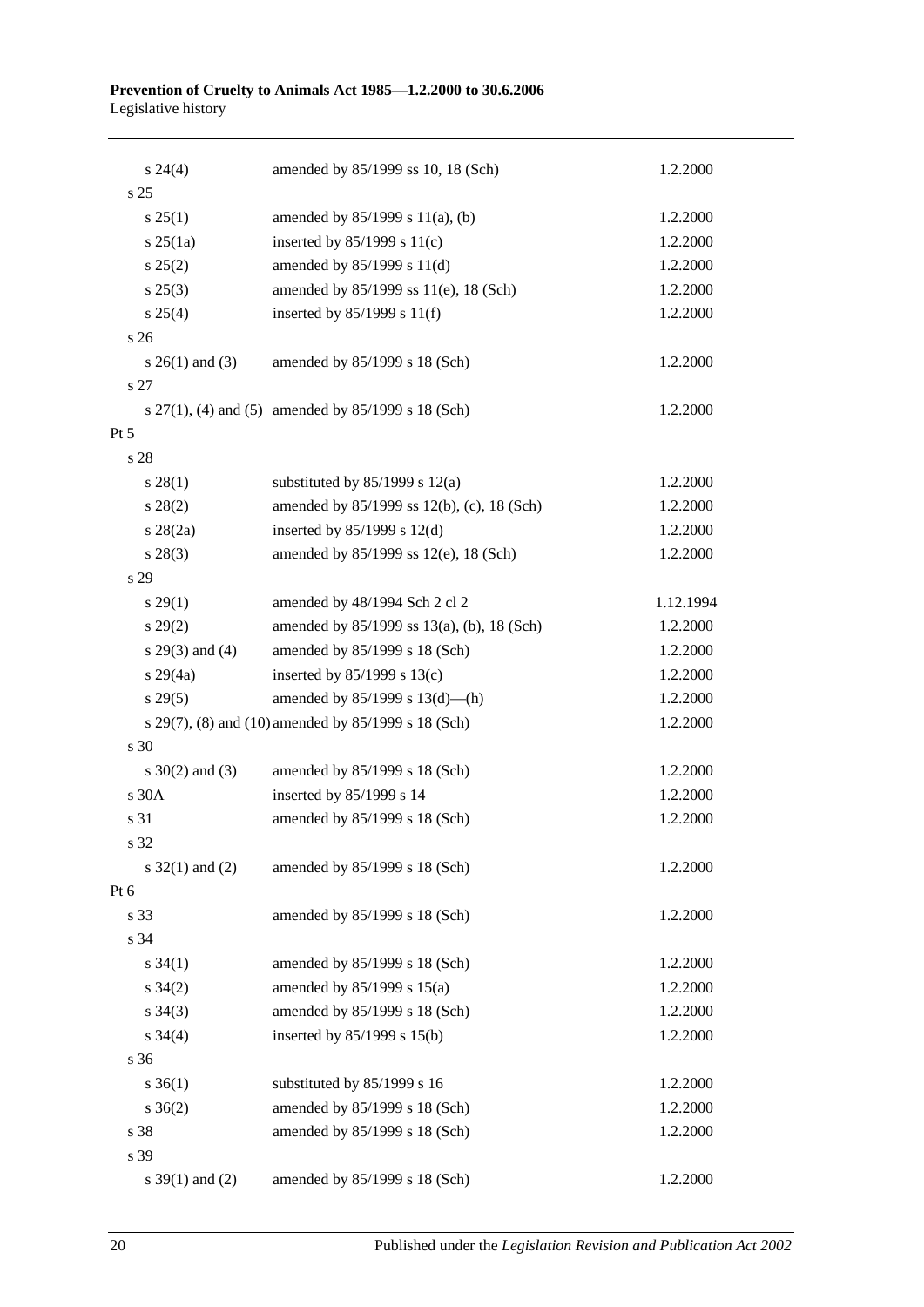| | | |
|---|---|---|
| s 24(4) | amended by 85/1999 ss 10, 18 (Sch) | 1.2.2000 |
| s 25 | | |
| s 25(1) | amended by 85/1999 s 11(a), (b) | 1.2.2000 |
| s 25(1a) | inserted by 85/1999 s 11(c) | 1.2.2000 |
| s 25(2) | amended by 85/1999 s 11(d) | 1.2.2000 |
| s 25(3) | amended by 85/1999 ss 11(e), 18 (Sch) | 1.2.2000 |
| s 25(4) | inserted by 85/1999 s 11(f) | 1.2.2000 |
| s 26 | | |
| s 26(1) and (3) | amended by 85/1999 s 18 (Sch) | 1.2.2000 |
| s 27 | | |
| s 27(1), (4) and (5) | amended by 85/1999 s 18 (Sch) | 1.2.2000 |
| Pt 5 | | |
| s 28 | | |
| s 28(1) | substituted by 85/1999 s 12(a) | 1.2.2000 |
| s 28(2) | amended by 85/1999 ss 12(b), (c), 18 (Sch) | 1.2.2000 |
| s 28(2a) | inserted by 85/1999 s 12(d) | 1.2.2000 |
| s 28(3) | amended by 85/1999 ss 12(e), 18 (Sch) | 1.2.2000 |
| s 29 | | |
| s 29(1) | amended by 48/1994 Sch 2 cl 2 | 1.12.1994 |
| s 29(2) | amended by 85/1999 ss 13(a), (b), 18 (Sch) | 1.2.2000 |
| s 29(3) and (4) | amended by 85/1999 s 18 (Sch) | 1.2.2000 |
| s 29(4a) | inserted by 85/1999 s 13(c) | 1.2.2000 |
| s 29(5) | amended by 85/1999 s 13(d)—(h) | 1.2.2000 |
| s 29(7), (8) and (10) | amended by 85/1999 s 18 (Sch) | 1.2.2000 |
| s 30 | | |
| s 30(2) and (3) | amended by 85/1999 s 18 (Sch) | 1.2.2000 |
| s 30A | inserted by 85/1999 s 14 | 1.2.2000 |
| s 31 | amended by 85/1999 s 18 (Sch) | 1.2.2000 |
| s 32 | | |
| s 32(1) and (2) | amended by 85/1999 s 18 (Sch) | 1.2.2000 |
| Pt 6 | | |
| s 33 | amended by 85/1999 s 18 (Sch) | 1.2.2000 |
| s 34 | | |
| s 34(1) | amended by 85/1999 s 18 (Sch) | 1.2.2000 |
| s 34(2) | amended by 85/1999 s 15(a) | 1.2.2000 |
| s 34(3) | amended by 85/1999 s 18 (Sch) | 1.2.2000 |
| s 34(4) | inserted by 85/1999 s 15(b) | 1.2.2000 |
| s 36 | | |
| s 36(1) | substituted by 85/1999 s 16 | 1.2.2000 |
| s 36(2) | amended by 85/1999 s 18 (Sch) | 1.2.2000 |
| s 38 | amended by 85/1999 s 18 (Sch) | 1.2.2000 |
| s 39 | | |
| s 39(1) and (2) | amended by 85/1999 s 18 (Sch) | 1.2.2000 |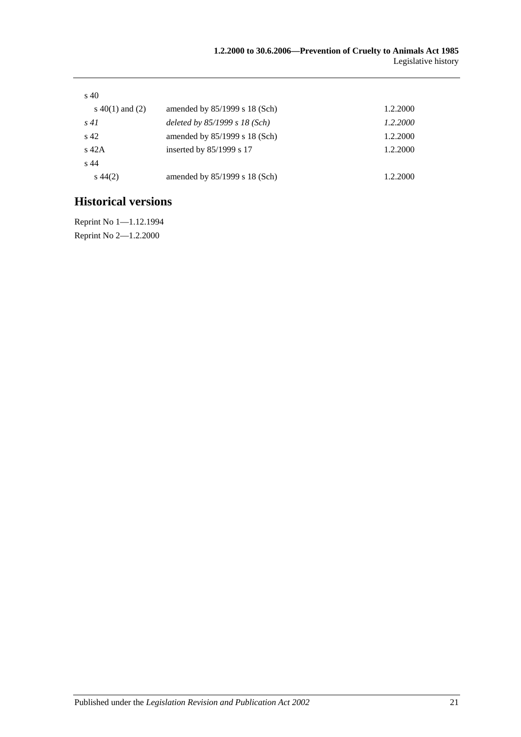| | | |
|---|---|---|
| s 40 | | |
| s 40(1) and (2) | amended by 85/1999 s 18 (Sch) | 1.2.2000 |
| *s 41* | *deleted by 85/1999 s 18 (Sch)* | *1.2.2000* |
| s 42 | amended by 85/1999 s 18 (Sch) | 1.2.2000 |
| s 42A | inserted by 85/1999 s 17 | 1.2.2000 |
| s 44 | | |
| s 44(2) | amended by 85/1999 s 18 (Sch) | 1.2.2000 |

## Historical versions

Reprint No 1—1.12.1994

Reprint No 2—1.2.2000